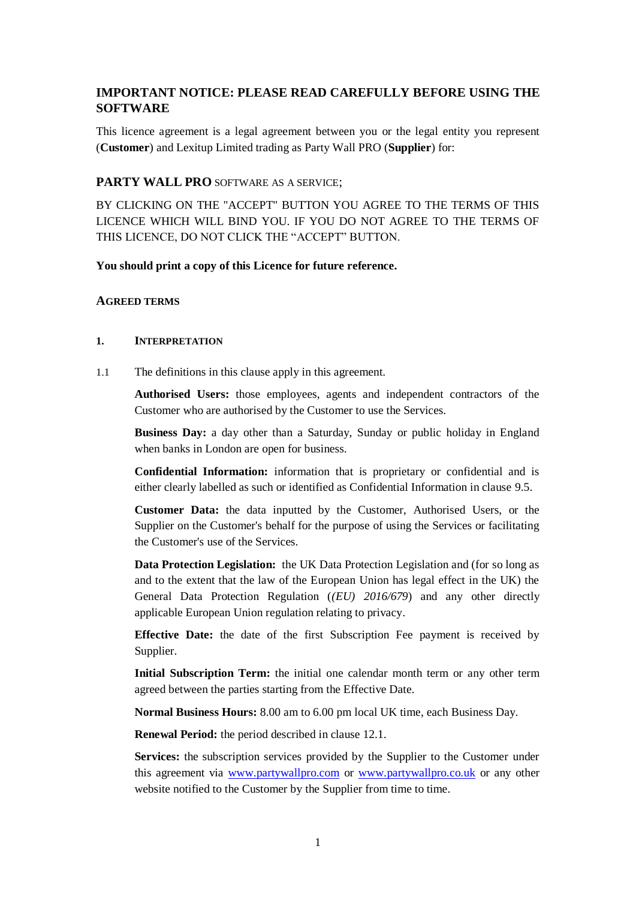# IMPORTANT NOTICE: PLEASE READ CAREFULLY BEFORE USING THE SOFTWARE

This licence agreement is a legal agreement between you or the legal entity you represent (**Customer**) and Lexitup Limited trading as Party Wall PRO (**Supplier**) for:

## PARTY WALL PRO SOFTWARE AS A SERVICE;

BY CLICKING ON THE "ACCEPT" BUTTON YOU AGREE TO THE TERMS OF THIS LICENCE WHICH WILL BIND YOU. IF YOU DO NOT AGREE TO THE TERMS OF THIS LICENCE, DO NOT CLICK THE "ACCEPT" BUTTON.

**You should print a copy of this Licence for future reference.**

### AGREED TERMS

#### 1. INTERPRETATION

1.1 The definitions in this clause apply in this agreement.

**Authorised Users:** those employees, agents and independent contractors of the Customer who are authorised by the Customer to use the Services.

**Business Day:** a day other than a Saturday, Sunday or public holiday in England when banks in London are open for business.

**Confidential Information:** information that is proprietary or confidential and is either clearly labelled as such or identified as Confidential Information in clause 9.5.

**Customer Data:** the data inputted by the Customer, Authorised Users, or the Supplier on the Customer's behalf for the purpose of using the Services or facilitating the Customer's use of the Services.

**Data Protection Legislation:** the UK Data Protection Legislation and (for so long as and to the extent that the law of the European Union has legal effect in the UK) the General Data Protection Regulation (*(EU) 2016/679*) and any other directly applicable European Union regulation relating to privacy.

**Effective Date:** the date of the first Subscription Fee payment is received by Supplier.

**Initial Subscription Term:** the initial one calendar month term or any other term agreed between the parties starting from the Effective Date.

**Normal Business Hours:** 8.00 am to 6.00 pm local UK time, each Business Day.

**Renewal Period:** the period described in clause 12.1.

**Services:** the subscription services provided by the Supplier to the Customer under this agreement via www.partywallpro.com or www.partywallpro.co.uk or any other website notified to the Customer by the Supplier from time to time.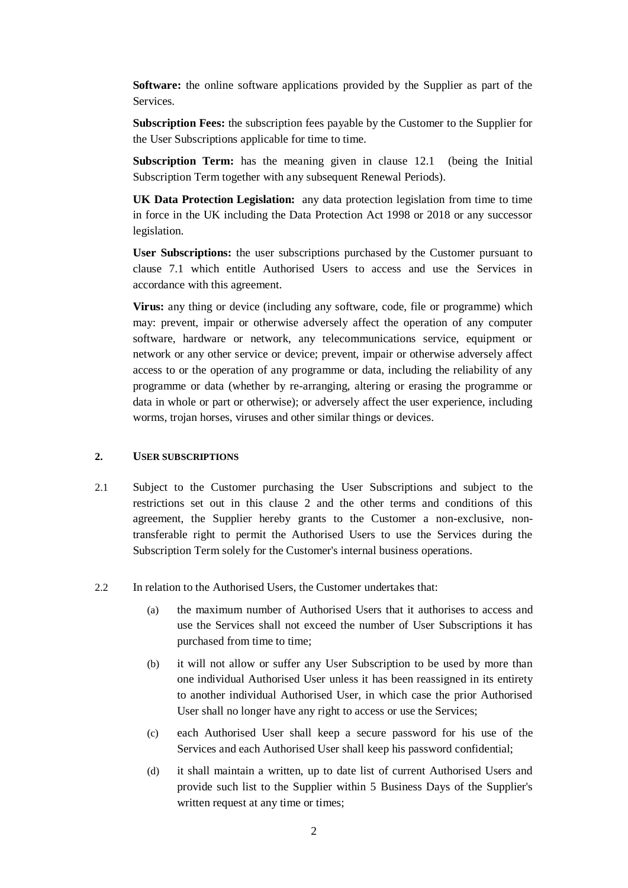**Software:** the online software applications provided by the Supplier as part of the Services.

**Subscription Fees:** the subscription fees payable by the Customer to the Supplier for the User Subscriptions applicable for time to time.

**Subscription Term:** has the meaning given in clause 12.1 (being the Initial Subscription Term together with any subsequent Renewal Periods).

**UK Data Protection Legislation:** any data protection legislation from time to time in force in the UK including the Data Protection Act 1998 or 2018 or any successor legislation.

**User Subscriptions:** the user subscriptions purchased by the Customer pursuant to clause 7.1 which entitle Authorised Users to access and use the Services in accordance with this agreement.

**Virus:** any thing or device (including any software, code, file or programme) which may: prevent, impair or otherwise adversely affect the operation of any computer software, hardware or network, any telecommunications service, equipment or network or any other service or device; prevent, impair or otherwise adversely affect access to or the operation of any programme or data, including the reliability of any programme or data (whether by re-arranging, altering or erasing the programme or data in whole or part or otherwise); or adversely affect the user experience, including worms, trojan horses, viruses and other similar things or devices.

## 2. USER SUBSCRIPTIONS

2.1 Subject to the Customer purchasing the User Subscriptions and subject to the restrictions set out in this clause 2 and the other terms and conditions of this agreement, the Supplier hereby grants to the Customer a non-exclusive, non-transferable right to permit the Authorised Users to use the Services during the Subscription Term solely for the Customer's internal business operations.

2.2 In relation to the Authorised Users, the Customer undertakes that:

(a) the maximum number of Authorised Users that it authorises to access and use the Services shall not exceed the number of User Subscriptions it has purchased from time to time;

(b) it will not allow or suffer any User Subscription to be used by more than one individual Authorised User unless it has been reassigned in its entirety to another individual Authorised User, in which case the prior Authorised User shall no longer have any right to access or use the Services;

(c) each Authorised User shall keep a secure password for his use of the Services and each Authorised User shall keep his password confidential;

(d) it shall maintain a written, up to date list of current Authorised Users and provide such list to the Supplier within 5 Business Days of the Supplier's written request at any time or times;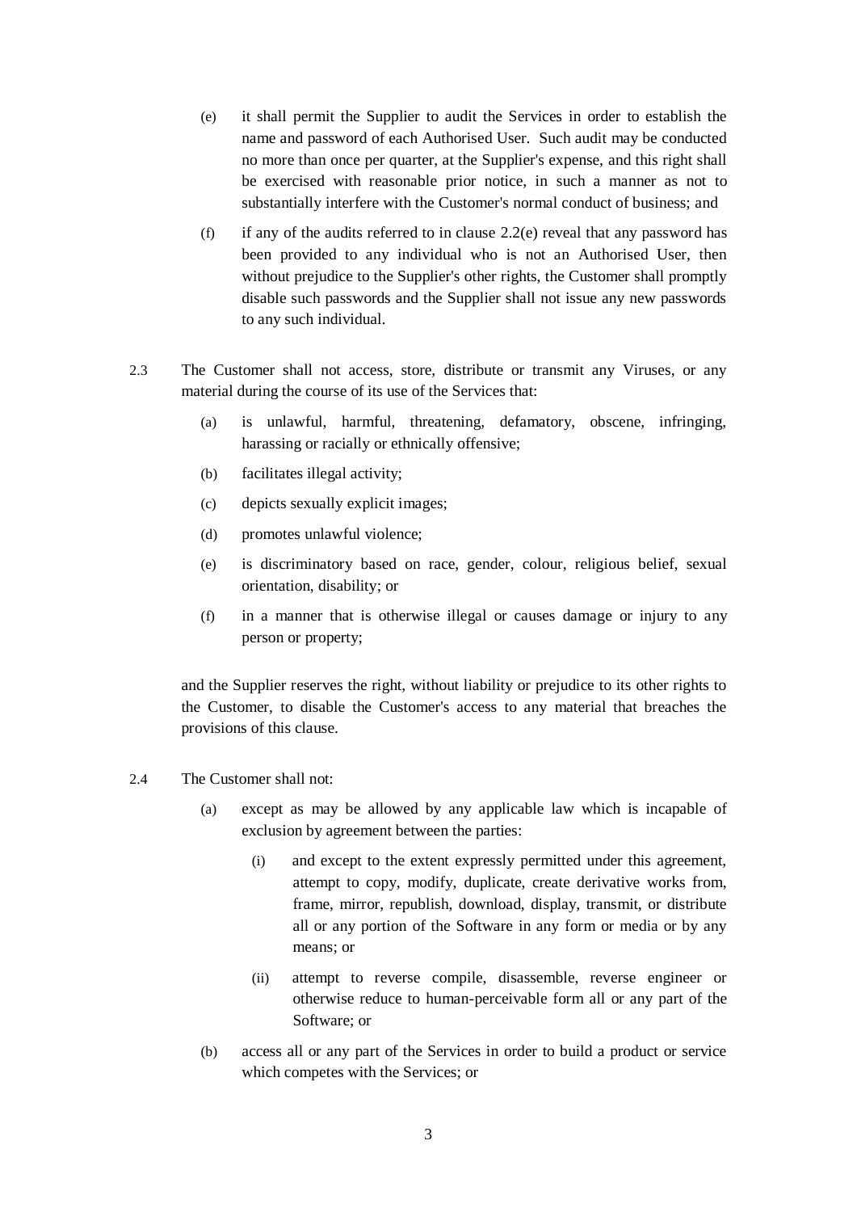(e) it shall permit the Supplier to audit the Services in order to establish the name and password of each Authorised User. Such audit may be conducted no more than once per quarter, at the Supplier's expense, and this right shall be exercised with reasonable prior notice, in such a manner as not to substantially interfere with the Customer's normal conduct of business; and

(f) if any of the audits referred to in clause 2.2(e) reveal that any password has been provided to any individual who is not an Authorised User, then without prejudice to the Supplier's other rights, the Customer shall promptly disable such passwords and the Supplier shall not issue any new passwords to any such individual.

2.3 The Customer shall not access, store, distribute or transmit any Viruses, or any material during the course of its use of the Services that:

(a) is unlawful, harmful, threatening, defamatory, obscene, infringing, harassing or racially or ethnically offensive;

(b) facilitates illegal activity;

(c) depicts sexually explicit images;

(d) promotes unlawful violence;

(e) is discriminatory based on race, gender, colour, religious belief, sexual orientation, disability; or

(f) in a manner that is otherwise illegal or causes damage or injury to any person or property;

and the Supplier reserves the right, without liability or prejudice to its other rights to the Customer, to disable the Customer's access to any material that breaches the provisions of this clause.

2.4 The Customer shall not:

(a) except as may be allowed by any applicable law which is incapable of exclusion by agreement between the parties:

(i) and except to the extent expressly permitted under this agreement, attempt to copy, modify, duplicate, create derivative works from, frame, mirror, republish, download, display, transmit, or distribute all or any portion of the Software in any form or media or by any means; or

(ii) attempt to reverse compile, disassemble, reverse engineer or otherwise reduce to human-perceivable form all or any part of the Software; or

(b) access all or any part of the Services in order to build a product or service which competes with the Services; or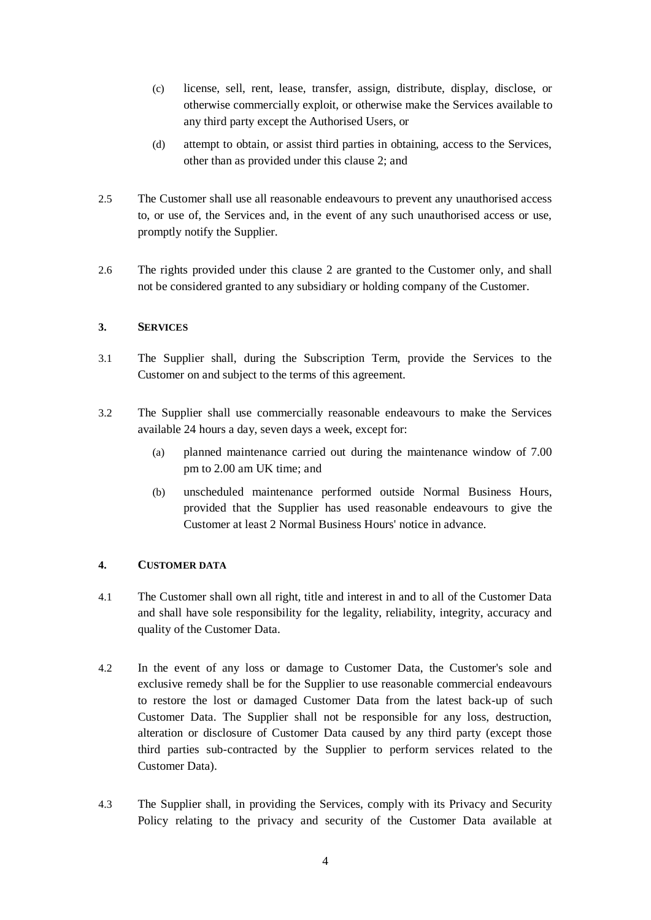(c) license, sell, rent, lease, transfer, assign, distribute, display, disclose, or otherwise commercially exploit, or otherwise make the Services available to any third party except the Authorised Users, or

(d) attempt to obtain, or assist third parties in obtaining, access to the Services, other than as provided under this clause 2; and

2.5 The Customer shall use all reasonable endeavours to prevent any unauthorised access to, or use of, the Services and, in the event of any such unauthorised access or use, promptly notify the Supplier.

2.6 The rights provided under this clause 2 are granted to the Customer only, and shall not be considered granted to any subsidiary or holding company of the Customer.

## 3. SERVICES

3.1 The Supplier shall, during the Subscription Term, provide the Services to the Customer on and subject to the terms of this agreement.

3.2 The Supplier shall use commercially reasonable endeavours to make the Services available 24 hours a day, seven days a week, except for:

(a) planned maintenance carried out during the maintenance window of 7.00 pm to 2.00 am UK time; and

(b) unscheduled maintenance performed outside Normal Business Hours, provided that the Supplier has used reasonable endeavours to give the Customer at least 2 Normal Business Hours' notice in advance.

## 4. CUSTOMER DATA

4.1 The Customer shall own all right, title and interest in and to all of the Customer Data and shall have sole responsibility for the legality, reliability, integrity, accuracy and quality of the Customer Data.

4.2 In the event of any loss or damage to Customer Data, the Customer's sole and exclusive remedy shall be for the Supplier to use reasonable commercial endeavours to restore the lost or damaged Customer Data from the latest back-up of such Customer Data. The Supplier shall not be responsible for any loss, destruction, alteration or disclosure of Customer Data caused by any third party (except those third parties sub-contracted by the Supplier to perform services related to the Customer Data).

4.3 The Supplier shall, in providing the Services, comply with its Privacy and Security Policy relating to the privacy and security of the Customer Data available at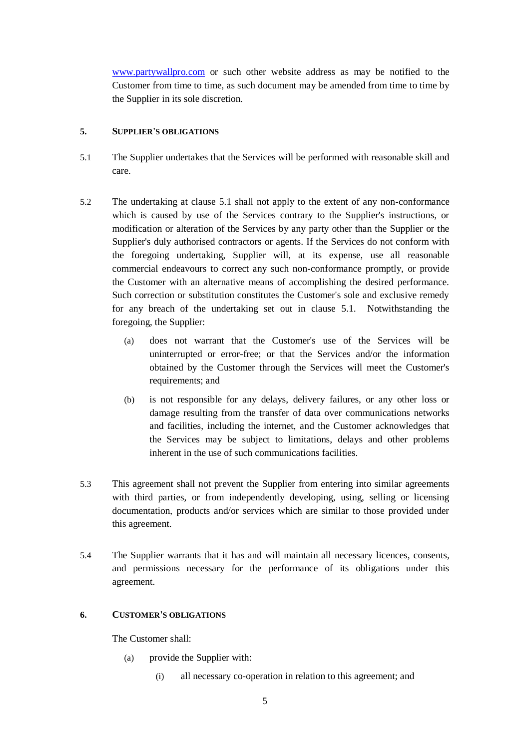[www.partywallpro.com](http://www.partywallpro.com) or such other website address as may be notified to the Customer from time to time, as such document may be amended from time to time by the Supplier in its sole discretion.

**5. SUPPLIER'S OBLIGATIONS**

5.1 The Supplier undertakes that the Services will be performed with reasonable skill and care.

5.2 The undertaking at clause 5.1 shall not apply to the extent of any non-conformance which is caused by use of the Services contrary to the Supplier's instructions, or modification or alteration of the Services by any party other than the Supplier or the Supplier's duly authorised contractors or agents. If the Services do not conform with the foregoing undertaking, Supplier will, at its expense, use all reasonable commercial endeavours to correct any such non-conformance promptly, or provide the Customer with an alternative means of accomplishing the desired performance. Such correction or substitution constitutes the Customer's sole and exclusive remedy for any breach of the undertaking set out in clause 5.1. Notwithstanding the foregoing, the Supplier:

(a) does not warrant that the Customer's use of the Services will be uninterrupted or error-free; or that the Services and/or the information obtained by the Customer through the Services will meet the Customer's requirements; and

(b) is not responsible for any delays, delivery failures, or any other loss or damage resulting from the transfer of data over communications networks and facilities, including the internet, and the Customer acknowledges that the Services may be subject to limitations, delays and other problems inherent in the use of such communications facilities.

5.3 This agreement shall not prevent the Supplier from entering into similar agreements with third parties, or from independently developing, using, selling or licensing documentation, products and/or services which are similar to those provided under this agreement.

5.4 The Supplier warrants that it has and will maintain all necessary licences, consents, and permissions necessary for the performance of its obligations under this agreement.

**6. CUSTOMER'S OBLIGATIONS**

The Customer shall:

(a) provide the Supplier with:

(i) all necessary co-operation in relation to this agreement; and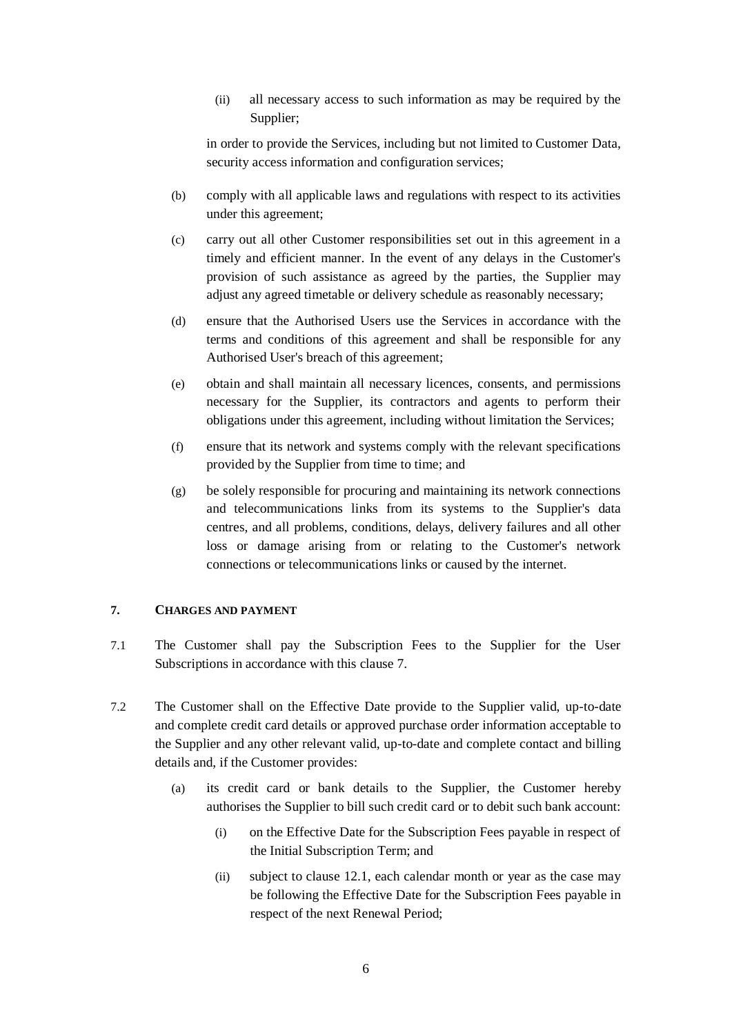(ii) all necessary access to such information as may be required by the Supplier;

in order to provide the Services, including but not limited to Customer Data, security access information and configuration services;

(b) comply with all applicable laws and regulations with respect to its activities under this agreement;

(c) carry out all other Customer responsibilities set out in this agreement in a timely and efficient manner. In the event of any delays in the Customer's provision of such assistance as agreed by the parties, the Supplier may adjust any agreed timetable or delivery schedule as reasonably necessary;

(d) ensure that the Authorised Users use the Services in accordance with the terms and conditions of this agreement and shall be responsible for any Authorised User's breach of this agreement;

(e) obtain and shall maintain all necessary licences, consents, and permissions necessary for the Supplier, its contractors and agents to perform their obligations under this agreement, including without limitation the Services;

(f) ensure that its network and systems comply with the relevant specifications provided by the Supplier from time to time; and

(g) be solely responsible for procuring and maintaining its network connections and telecommunications links from its systems to the Supplier's data centres, and all problems, conditions, delays, delivery failures and all other loss or damage arising from or relating to the Customer's network connections or telecommunications links or caused by the internet.

## 7. CHARGES AND PAYMENT

7.1 The Customer shall pay the Subscription Fees to the Supplier for the User Subscriptions in accordance with this clause 7.

7.2 The Customer shall on the Effective Date provide to the Supplier valid, up-to-date and complete credit card details or approved purchase order information acceptable to the Supplier and any other relevant valid, up-to-date and complete contact and billing details and, if the Customer provides:

(a) its credit card or bank details to the Supplier, the Customer hereby authorises the Supplier to bill such credit card or to debit such bank account:

(i) on the Effective Date for the Subscription Fees payable in respect of the Initial Subscription Term; and

(ii) subject to clause 12.1, each calendar month or year as the case may be following the Effective Date for the Subscription Fees payable in respect of the next Renewal Period;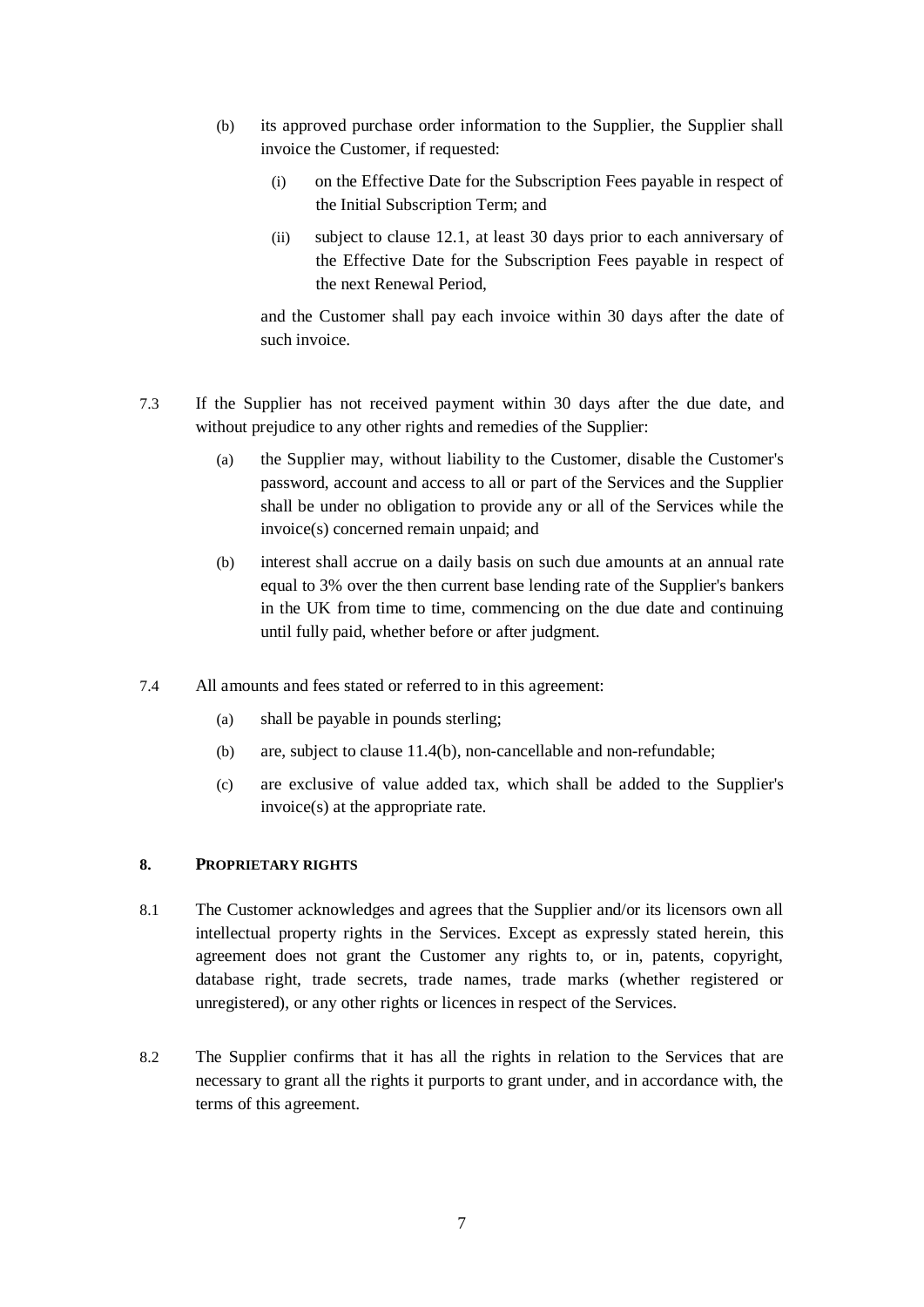(b) its approved purchase order information to the Supplier, the Supplier shall invoice the Customer, if requested:

  (i) on the Effective Date for the Subscription Fees payable in respect of the Initial Subscription Term; and

  (ii) subject to clause 12.1, at least 30 days prior to each anniversary of the Effective Date for the Subscription Fees payable in respect of the next Renewal Period,

and the Customer shall pay each invoice within 30 days after the date of such invoice.

7.3 If the Supplier has not received payment within 30 days after the due date, and without prejudice to any other rights and remedies of the Supplier:

(a) the Supplier may, without liability to the Customer, disable the Customer's password, account and access to all or part of the Services and the Supplier shall be under no obligation to provide any or all of the Services while the invoice(s) concerned remain unpaid; and

(b) interest shall accrue on a daily basis on such due amounts at an annual rate equal to 3% over the then current base lending rate of the Supplier's bankers in the UK from time to time, commencing on the due date and continuing until fully paid, whether before or after judgment.

7.4 All amounts and fees stated or referred to in this agreement:

(a) shall be payable in pounds sterling;

(b) are, subject to clause 11.4(b), non-cancellable and non-refundable;

(c) are exclusive of value added tax, which shall be added to the Supplier's invoice(s) at the appropriate rate.

## 8. PROPRIETARY RIGHTS

8.1 The Customer acknowledges and agrees that the Supplier and/or its licensors own all intellectual property rights in the Services. Except as expressly stated herein, this agreement does not grant the Customer any rights to, or in, patents, copyright, database right, trade secrets, trade names, trade marks (whether registered or unregistered), or any other rights or licences in respect of the Services.

8.2 The Supplier confirms that it has all the rights in relation to the Services that are necessary to grant all the rights it purports to grant under, and in accordance with, the terms of this agreement.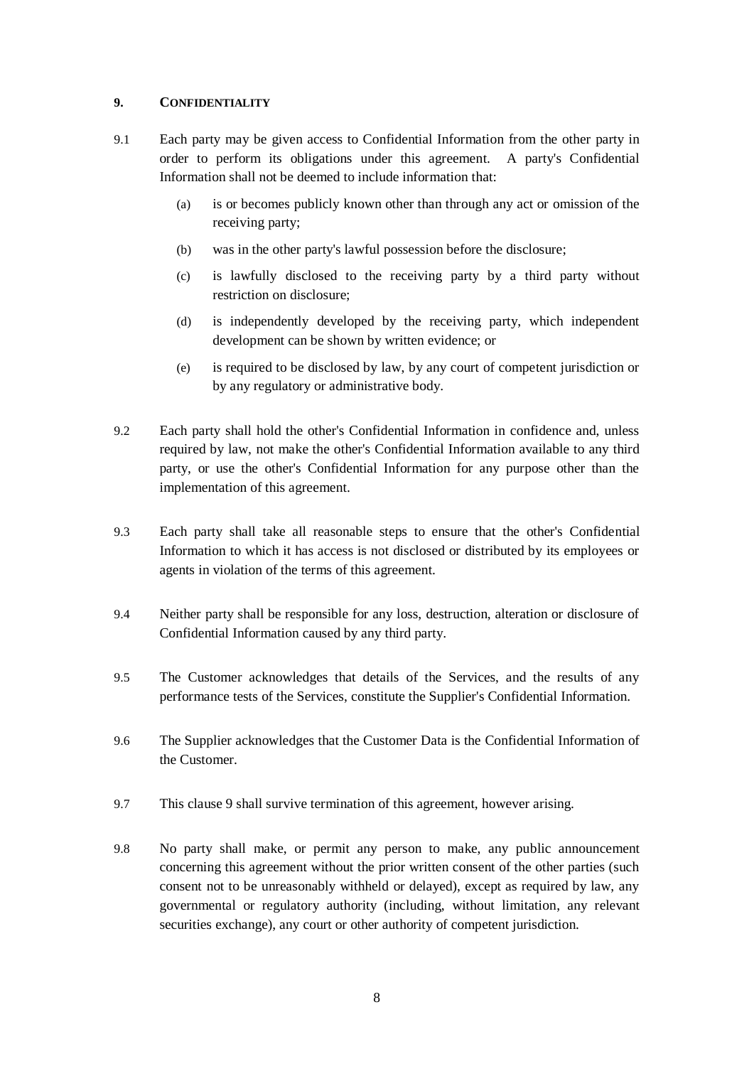## 9. CONFIDENTIALITY

9.1 Each party may be given access to Confidential Information from the other party in order to perform its obligations under this agreement. A party's Confidential Information shall not be deemed to include information that:

(a) is or becomes publicly known other than through any act or omission of the receiving party;

(b) was in the other party's lawful possession before the disclosure;

(c) is lawfully disclosed to the receiving party by a third party without restriction on disclosure;

(d) is independently developed by the receiving party, which independent development can be shown by written evidence; or

(e) is required to be disclosed by law, by any court of competent jurisdiction or by any regulatory or administrative body.

9.2 Each party shall hold the other's Confidential Information in confidence and, unless required by law, not make the other's Confidential Information available to any third party, or use the other's Confidential Information for any purpose other than the implementation of this agreement.

9.3 Each party shall take all reasonable steps to ensure that the other's Confidential Information to which it has access is not disclosed or distributed by its employees or agents in violation of the terms of this agreement.

9.4 Neither party shall be responsible for any loss, destruction, alteration or disclosure of Confidential Information caused by any third party.

9.5 The Customer acknowledges that details of the Services, and the results of any performance tests of the Services, constitute the Supplier's Confidential Information.

9.6 The Supplier acknowledges that the Customer Data is the Confidential Information of the Customer.

9.7 This clause 9 shall survive termination of this agreement, however arising.

9.8 No party shall make, or permit any person to make, any public announcement concerning this agreement without the prior written consent of the other parties (such consent not to be unreasonably withheld or delayed), except as required by law, any governmental or regulatory authority (including, without limitation, any relevant securities exchange), any court or other authority of competent jurisdiction.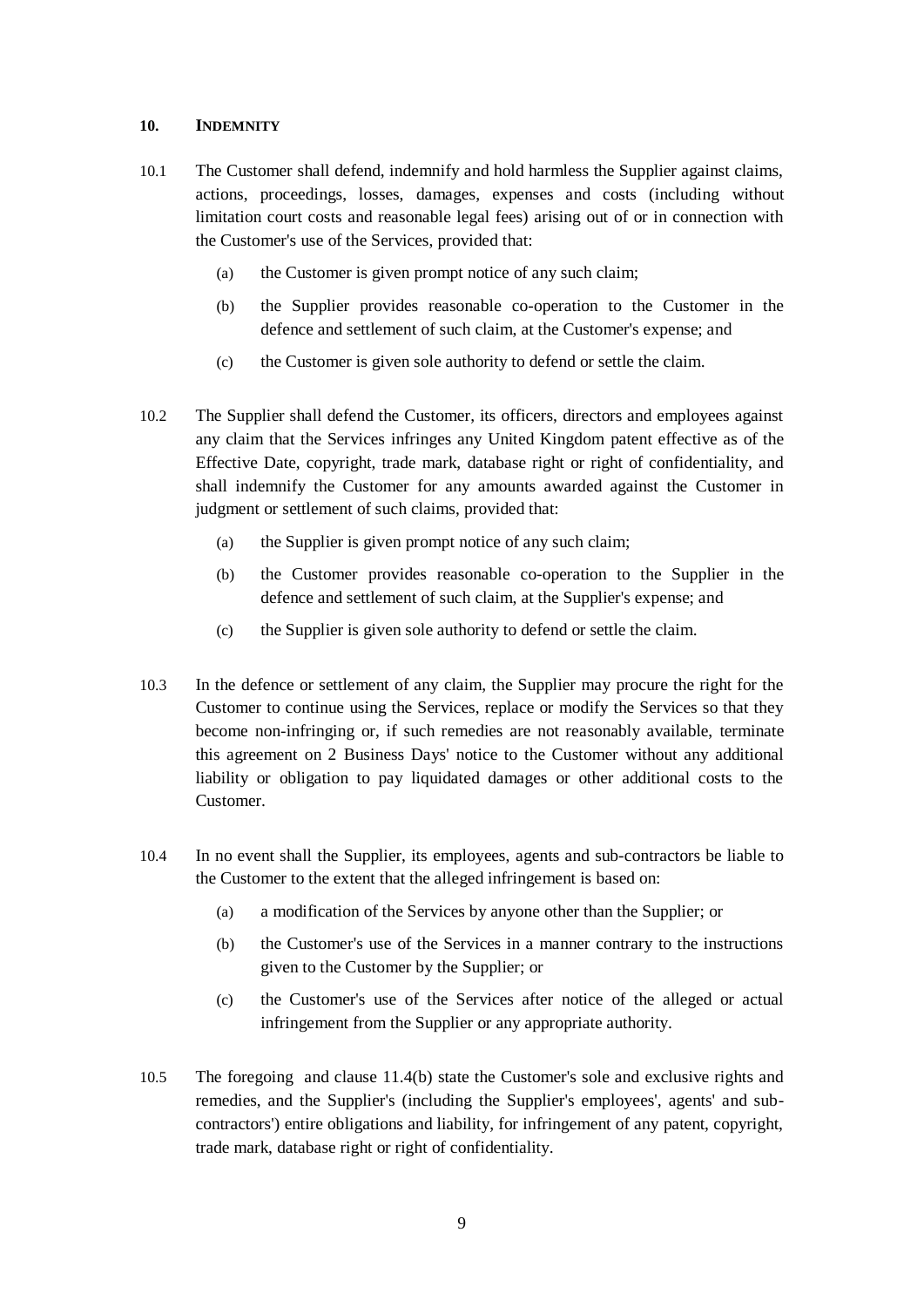## 10. INDEMNITY

10.1 The Customer shall defend, indemnify and hold harmless the Supplier against claims, actions, proceedings, losses, damages, expenses and costs (including without limitation court costs and reasonable legal fees) arising out of or in connection with the Customer's use of the Services, provided that:

- (a) the Customer is given prompt notice of any such claim;
- (b) the Supplier provides reasonable co-operation to the Customer in the defence and settlement of such claim, at the Customer's expense; and
- (c) the Customer is given sole authority to defend or settle the claim.

10.2 The Supplier shall defend the Customer, its officers, directors and employees against any claim that the Services infringes any United Kingdom patent effective as of the Effective Date, copyright, trade mark, database right or right of confidentiality, and shall indemnify the Customer for any amounts awarded against the Customer in judgment or settlement of such claims, provided that:

- (a) the Supplier is given prompt notice of any such claim;
- (b) the Customer provides reasonable co-operation to the Supplier in the defence and settlement of such claim, at the Supplier's expense; and
- (c) the Supplier is given sole authority to defend or settle the claim.

10.3 In the defence or settlement of any claim, the Supplier may procure the right for the Customer to continue using the Services, replace or modify the Services so that they become non-infringing or, if such remedies are not reasonably available, terminate this agreement on 2 Business Days' notice to the Customer without any additional liability or obligation to pay liquidated damages or other additional costs to the Customer.

10.4 In no event shall the Supplier, its employees, agents and sub-contractors be liable to the Customer to the extent that the alleged infringement is based on:

- (a) a modification of the Services by anyone other than the Supplier; or
- (b) the Customer's use of the Services in a manner contrary to the instructions given to the Customer by the Supplier; or
- (c) the Customer's use of the Services after notice of the alleged or actual infringement from the Supplier or any appropriate authority.

10.5 The foregoing and clause 11.4(b) state the Customer's sole and exclusive rights and remedies, and the Supplier's (including the Supplier's employees', agents' and sub-contractors') entire obligations and liability, for infringement of any patent, copyright, trade mark, database right or right of confidentiality.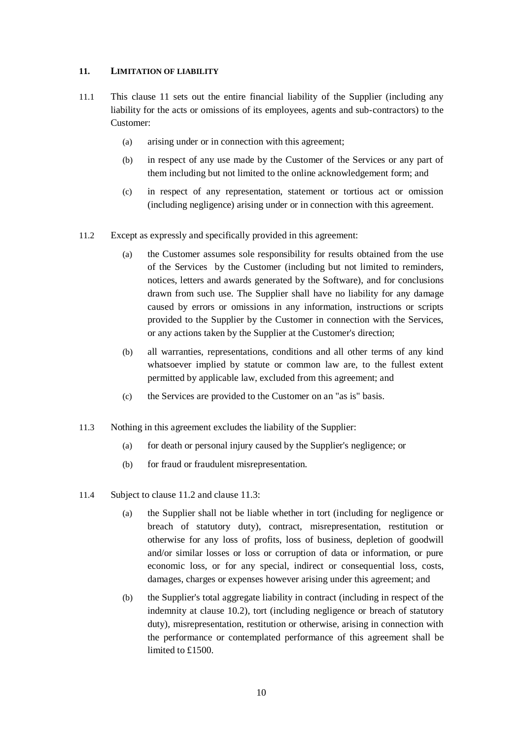## 11. LIMITATION OF LIABILITY

11.1 This clause 11 sets out the entire financial liability of the Supplier (including any liability for the acts or omissions of its employees, agents and sub-contractors) to the Customer:

(a) arising under or in connection with this agreement;

(b) in respect of any use made by the Customer of the Services or any part of them including but not limited to the online acknowledgement form; and

(c) in respect of any representation, statement or tortious act or omission (including negligence) arising under or in connection with this agreement.

11.2 Except as expressly and specifically provided in this agreement:

(a) the Customer assumes sole responsibility for results obtained from the use of the Services by the Customer (including but not limited to reminders, notices, letters and awards generated by the Software), and for conclusions drawn from such use. The Supplier shall have no liability for any damage caused by errors or omissions in any information, instructions or scripts provided to the Supplier by the Customer in connection with the Services, or any actions taken by the Supplier at the Customer's direction;

(b) all warranties, representations, conditions and all other terms of any kind whatsoever implied by statute or common law are, to the fullest extent permitted by applicable law, excluded from this agreement; and

(c) the Services are provided to the Customer on an "as is" basis.

11.3 Nothing in this agreement excludes the liability of the Supplier:

(a) for death or personal injury caused by the Supplier's negligence; or

(b) for fraud or fraudulent misrepresentation.

11.4 Subject to clause 11.2 and clause 11.3:

(a) the Supplier shall not be liable whether in tort (including for negligence or breach of statutory duty), contract, misrepresentation, restitution or otherwise for any loss of profits, loss of business, depletion of goodwill and/or similar losses or loss or corruption of data or information, or pure economic loss, or for any special, indirect or consequential loss, costs, damages, charges or expenses however arising under this agreement; and

(b) the Supplier's total aggregate liability in contract (including in respect of the indemnity at clause 10.2), tort (including negligence or breach of statutory duty), misrepresentation, restitution or otherwise, arising in connection with the performance or contemplated performance of this agreement shall be limited to £1500.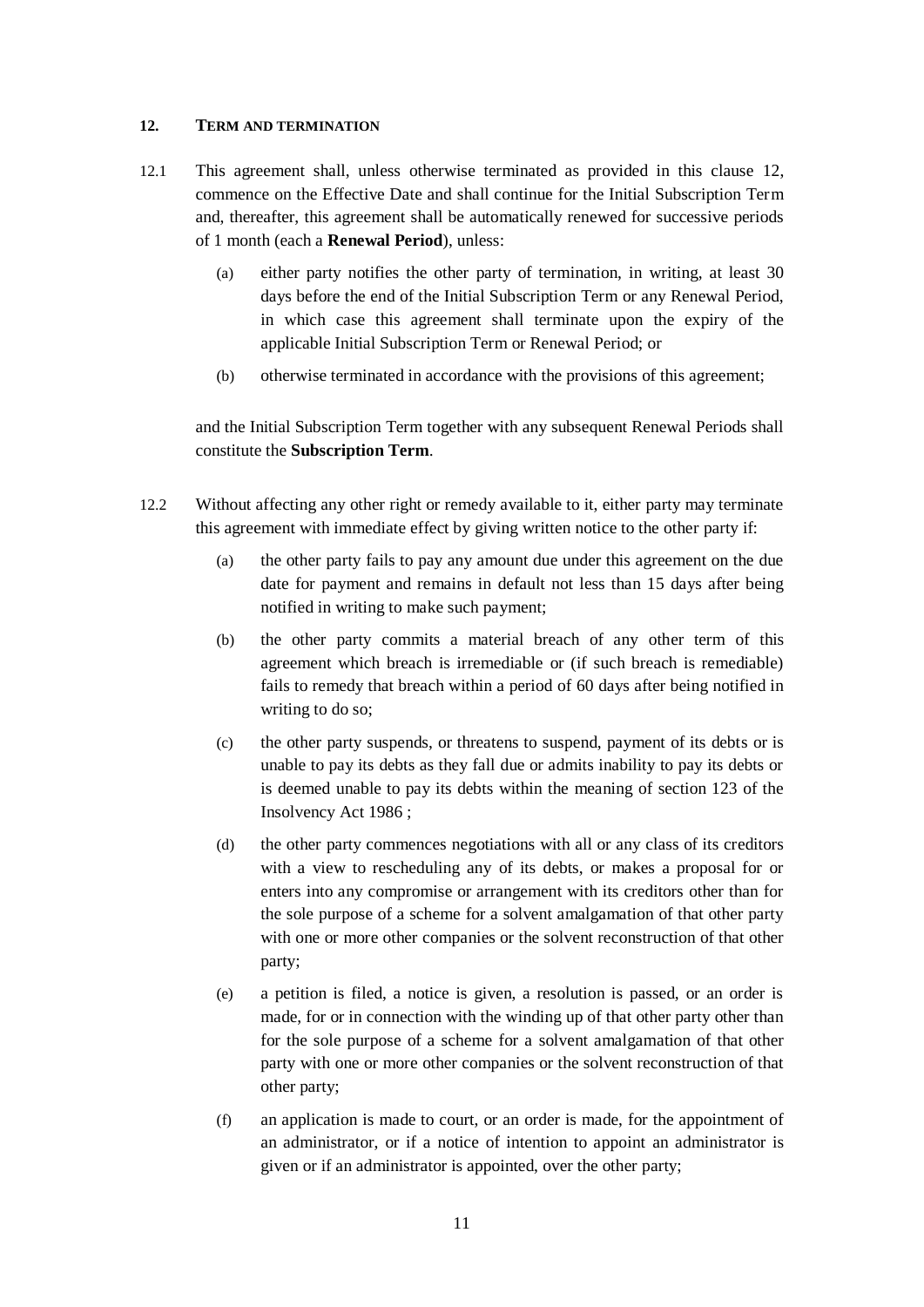## 12. TERM AND TERMINATION

12.1 This agreement shall, unless otherwise terminated as provided in this clause 12, commence on the Effective Date and shall continue for the Initial Subscription Term and, thereafter, this agreement shall be automatically renewed for successive periods of 1 month (each a **Renewal Period**), unless:

(a) either party notifies the other party of termination, in writing, at least 30 days before the end of the Initial Subscription Term or any Renewal Period, in which case this agreement shall terminate upon the expiry of the applicable Initial Subscription Term or Renewal Period; or

(b) otherwise terminated in accordance with the provisions of this agreement;

and the Initial Subscription Term together with any subsequent Renewal Periods shall constitute the **Subscription Term**.

12.2 Without affecting any other right or remedy available to it, either party may terminate this agreement with immediate effect by giving written notice to the other party if:

(a) the other party fails to pay any amount due under this agreement on the due date for payment and remains in default not less than 15 days after being notified in writing to make such payment;

(b) the other party commits a material breach of any other term of this agreement which breach is irremediable or (if such breach is remediable) fails to remedy that breach within a period of 60 days after being notified in writing to do so;

(c) the other party suspends, or threatens to suspend, payment of its debts or is unable to pay its debts as they fall due or admits inability to pay its debts or is deemed unable to pay its debts within the meaning of section 123 of the Insolvency Act 1986 ;

(d) the other party commences negotiations with all or any class of its creditors with a view to rescheduling any of its debts, or makes a proposal for or enters into any compromise or arrangement with its creditors other than for the sole purpose of a scheme for a solvent amalgamation of that other party with one or more other companies or the solvent reconstruction of that other party;

(e) a petition is filed, a notice is given, a resolution is passed, or an order is made, for or in connection with the winding up of that other party other than for the sole purpose of a scheme for a solvent amalgamation of that other party with one or more other companies or the solvent reconstruction of that other party;

(f) an application is made to court, or an order is made, for the appointment of an administrator, or if a notice of intention to appoint an administrator is given or if an administrator is appointed, over the other party;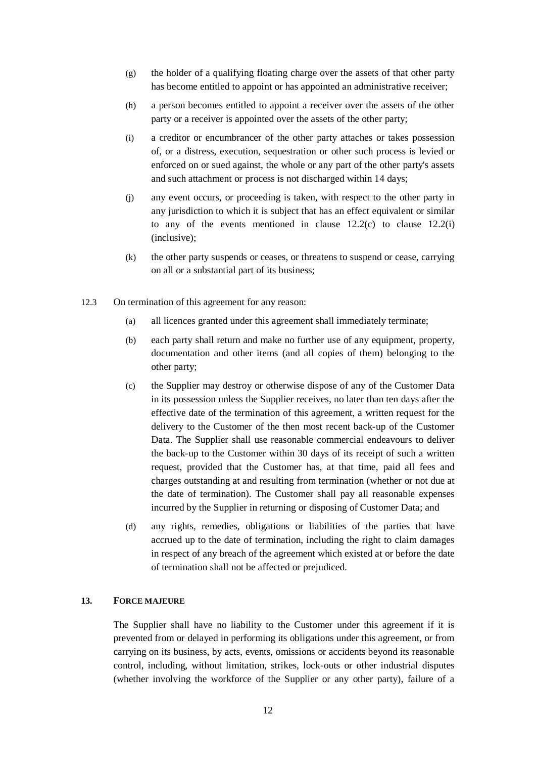(g) the holder of a qualifying floating charge over the assets of that other party has become entitled to appoint or has appointed an administrative receiver;

(h) a person becomes entitled to appoint a receiver over the assets of the other party or a receiver is appointed over the assets of the other party;

(i) a creditor or encumbrancer of the other party attaches or takes possession of, or a distress, execution, sequestration or other such process is levied or enforced on or sued against, the whole or any part of the other party's assets and such attachment or process is not discharged within 14 days;

(j) any event occurs, or proceeding is taken, with respect to the other party in any jurisdiction to which it is subject that has an effect equivalent or similar to any of the events mentioned in clause 12.2(c) to clause 12.2(i) (inclusive);

(k) the other party suspends or ceases, or threatens to suspend or cease, carrying on all or a substantial part of its business;

12.3 On termination of this agreement for any reason:

(a) all licences granted under this agreement shall immediately terminate;

(b) each party shall return and make no further use of any equipment, property, documentation and other items (and all copies of them) belonging to the other party;

(c) the Supplier may destroy or otherwise dispose of any of the Customer Data in its possession unless the Supplier receives, no later than ten days after the effective date of the termination of this agreement, a written request for the delivery to the Customer of the then most recent back-up of the Customer Data. The Supplier shall use reasonable commercial endeavours to deliver the back-up to the Customer within 30 days of its receipt of such a written request, provided that the Customer has, at that time, paid all fees and charges outstanding at and resulting from termination (whether or not due at the date of termination). The Customer shall pay all reasonable expenses incurred by the Supplier in returning or disposing of Customer Data; and

(d) any rights, remedies, obligations or liabilities of the parties that have accrued up to the date of termination, including the right to claim damages in respect of any breach of the agreement which existed at or before the date of termination shall not be affected or prejudiced.

## 13. FORCE MAJEURE

The Supplier shall have no liability to the Customer under this agreement if it is prevented from or delayed in performing its obligations under this agreement, or from carrying on its business, by acts, events, omissions or accidents beyond its reasonable control, including, without limitation, strikes, lock-outs or other industrial disputes (whether involving the workforce of the Supplier or any other party), failure of a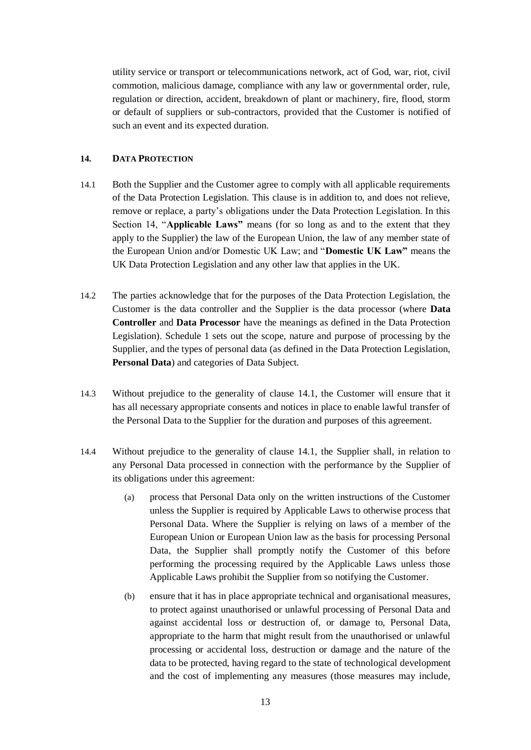utility service or transport or telecommunications network, act of God, war, riot, civil commotion, malicious damage, compliance with any law or governmental order, rule, regulation or direction, accident, breakdown of plant or machinery, fire, flood, storm or default of suppliers or sub-contractors, provided that the Customer is notified of such an event and its expected duration.

**14. DATA PROTECTION**

14.1 Both the Supplier and the Customer agree to comply with all applicable requirements of the Data Protection Legislation. This clause is in addition to, and does not relieve, remove or replace, a party's obligations under the Data Protection Legislation. In this Section 14, "**Applicable Laws"** means (for so long as and to the extent that they apply to the Supplier) the law of the European Union, the law of any member state of the European Union and/or Domestic UK Law; and "**Domestic UK Law"** means the UK Data Protection Legislation and any other law that applies in the UK.

14.2 The parties acknowledge that for the purposes of the Data Protection Legislation, the Customer is the data controller and the Supplier is the data processor (where **Data Controller** and **Data Processor** have the meanings as defined in the Data Protection Legislation). Schedule 1 sets out the scope, nature and purpose of processing by the Supplier, and the types of personal data (as defined in the Data Protection Legislation, **Personal Data**) and categories of Data Subject.

14.3 Without prejudice to the generality of clause 14.1, the Customer will ensure that it has all necessary appropriate consents and notices in place to enable lawful transfer of the Personal Data to the Supplier for the duration and purposes of this agreement.

14.4 Without prejudice to the generality of clause 14.1, the Supplier shall, in relation to any Personal Data processed in connection with the performance by the Supplier of its obligations under this agreement:

(a) process that Personal Data only on the written instructions of the Customer unless the Supplier is required by Applicable Laws to otherwise process that Personal Data. Where the Supplier is relying on laws of a member of the European Union or European Union law as the basis for processing Personal Data, the Supplier shall promptly notify the Customer of this before performing the processing required by the Applicable Laws unless those Applicable Laws prohibit the Supplier from so notifying the Customer.

(b) ensure that it has in place appropriate technical and organisational measures, to protect against unauthorised or unlawful processing of Personal Data and against accidental loss or destruction of, or damage to, Personal Data, appropriate to the harm that might result from the unauthorised or unlawful processing or accidental loss, destruction or damage and the nature of the data to be protected, having regard to the state of technological development and the cost of implementing any measures (those measures may include,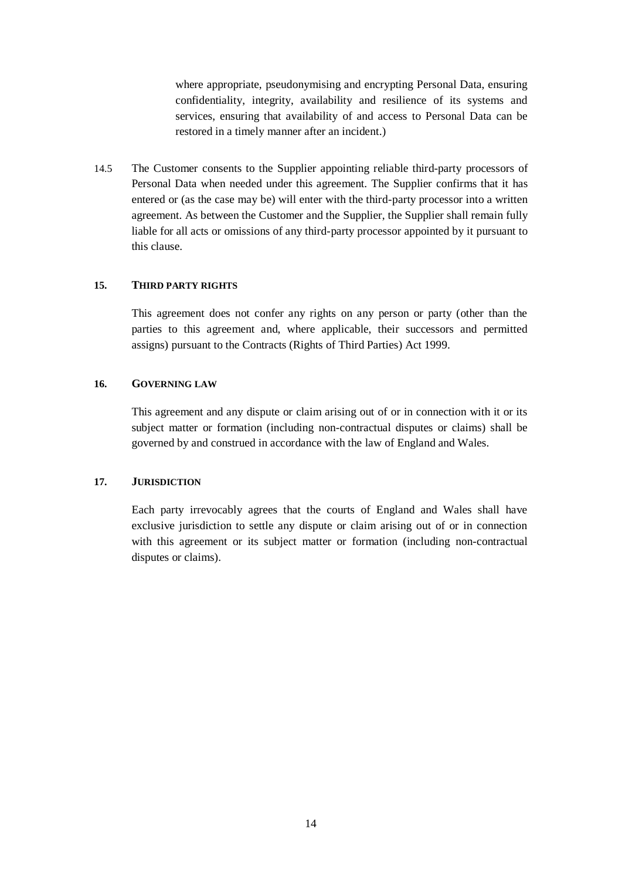where appropriate, pseudonymising and encrypting Personal Data, ensuring confidentiality, integrity, availability and resilience of its systems and services, ensuring that availability of and access to Personal Data can be restored in a timely manner after an incident.)

14.5 The Customer consents to the Supplier appointing reliable third-party processors of Personal Data when needed under this agreement. The Supplier confirms that it has entered or (as the case may be) will enter with the third-party processor into a written agreement. As between the Customer and the Supplier, the Supplier shall remain fully liable for all acts or omissions of any third-party processor appointed by it pursuant to this clause.

## 15. THIRD PARTY RIGHTS

This agreement does not confer any rights on any person or party (other than the parties to this agreement and, where applicable, their successors and permitted assigns) pursuant to the Contracts (Rights of Third Parties) Act 1999.

## 16. GOVERNING LAW

This agreement and any dispute or claim arising out of or in connection with it or its subject matter or formation (including non-contractual disputes or claims) shall be governed by and construed in accordance with the law of England and Wales.

## 17. JURISDICTION

Each party irrevocably agrees that the courts of England and Wales shall have exclusive jurisdiction to settle any dispute or claim arising out of or in connection with this agreement or its subject matter or formation (including non-contractual disputes or claims).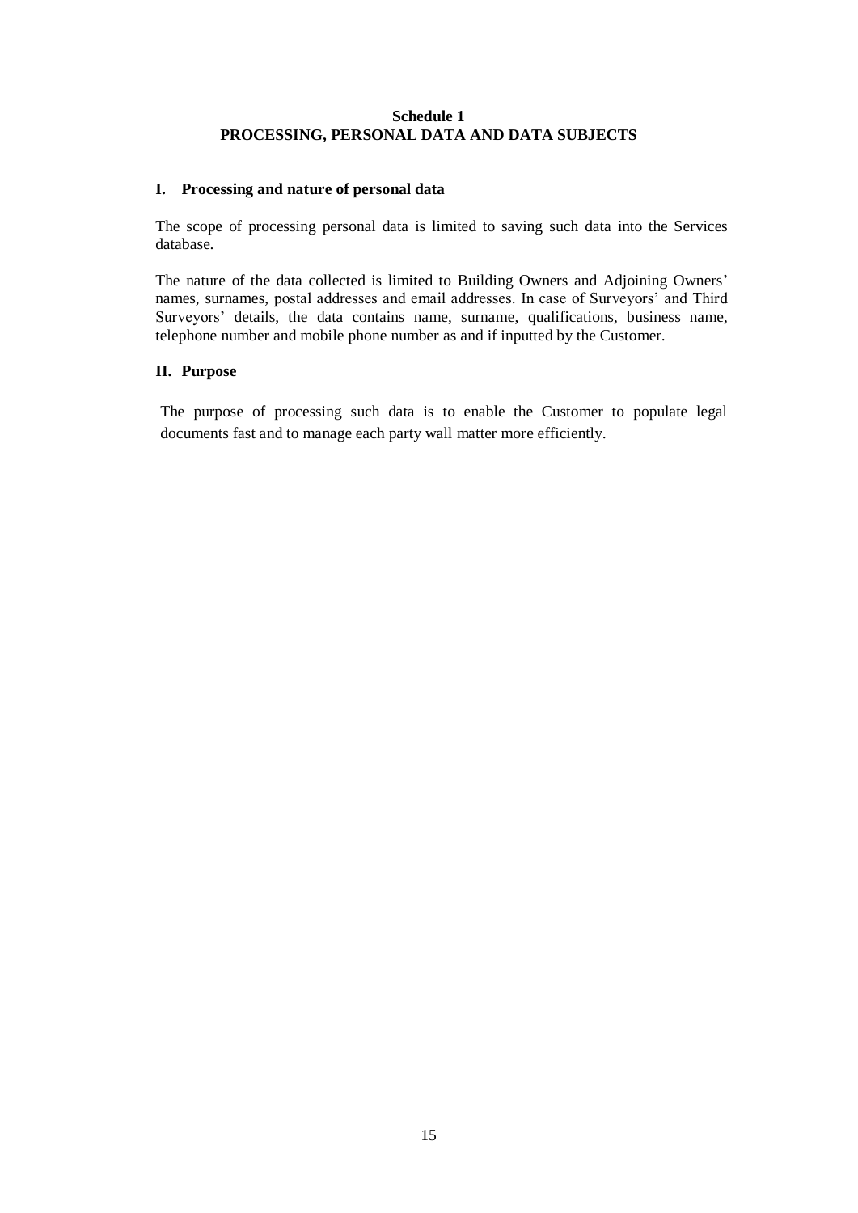## Schedule 1
## PROCESSING, PERSONAL DATA AND DATA SUBJECTS

### I. Processing and nature of personal data

The scope of processing personal data is limited to saving such data into the Services database.

The nature of the data collected is limited to Building Owners and Adjoining Owners' names, surnames, postal addresses and email addresses. In case of Surveyors' and Third Surveyors' details, the data contains name, surname, qualifications, business name, telephone number and mobile phone number as and if inputted by the Customer.

### II. Purpose

The purpose of processing such data is to enable the Customer to populate legal documents fast and to manage each party wall matter more efficiently.